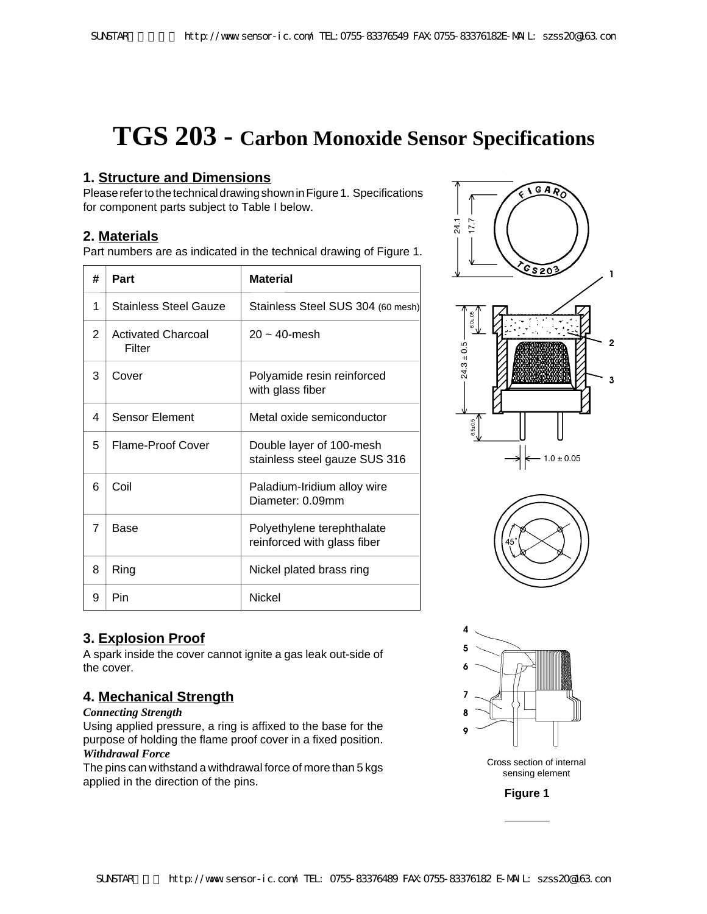# TGS 203 - Carbon Monoxide Sensor Specifications

## 1. Structure and Dimensions

Please refer to the technical drawing shown in Figure 1. Specifications for component parts subject to Table I below.

## 2. Materials

Part numbers are as indicated in the technical drawing of Figure 1.

| # | Part | Material |
|---|---|---|
| 1 | Stainless Steel Gauze | Stainless Steel SUS 304 (60 mesh) |
| 2 | Activated Charcoal Filter | 20 ~ 40-mesh |
| 3 | Cover | Polyamide resin reinforced with glass fiber |
| 4 | Sensor Element | Metal oxide semiconductor |
| 5 | Flame-Proof Cover | Double layer of 100-mesh stainless steel gauze SUS 316 |
| 6 | Coil | Paladium-Iridium alloy wire Diameter: 0.09mm |
| 7 | Base | Polyethylene terephthalate reinforced with glass fiber |
| 8 | Ring | Nickel plated brass ring |
| 9 | Pin | Nickel |

## 3. Explosion Proof

A spark inside the cover cannot ignite a gas leak out-side of the cover.

## 4. Mechanical Strength

***Connecting Strength***

Using applied pressure, a ring is affixed to the base for the purpose of holding the flame proof cover in a fixed position.

***Withdrawal Force***

The pins can withstand a withdrawal force of more than 5 kgs applied in the direction of the pins.

24.1 17.7 FIGARO TGS203 1 2 3 6.0±.05 24.3 ± 0.5 6.5±0.5 1.0 ± 0.05 45° 4 5 6 7 8 9

Cross section of internal sensing element

**Figure 1**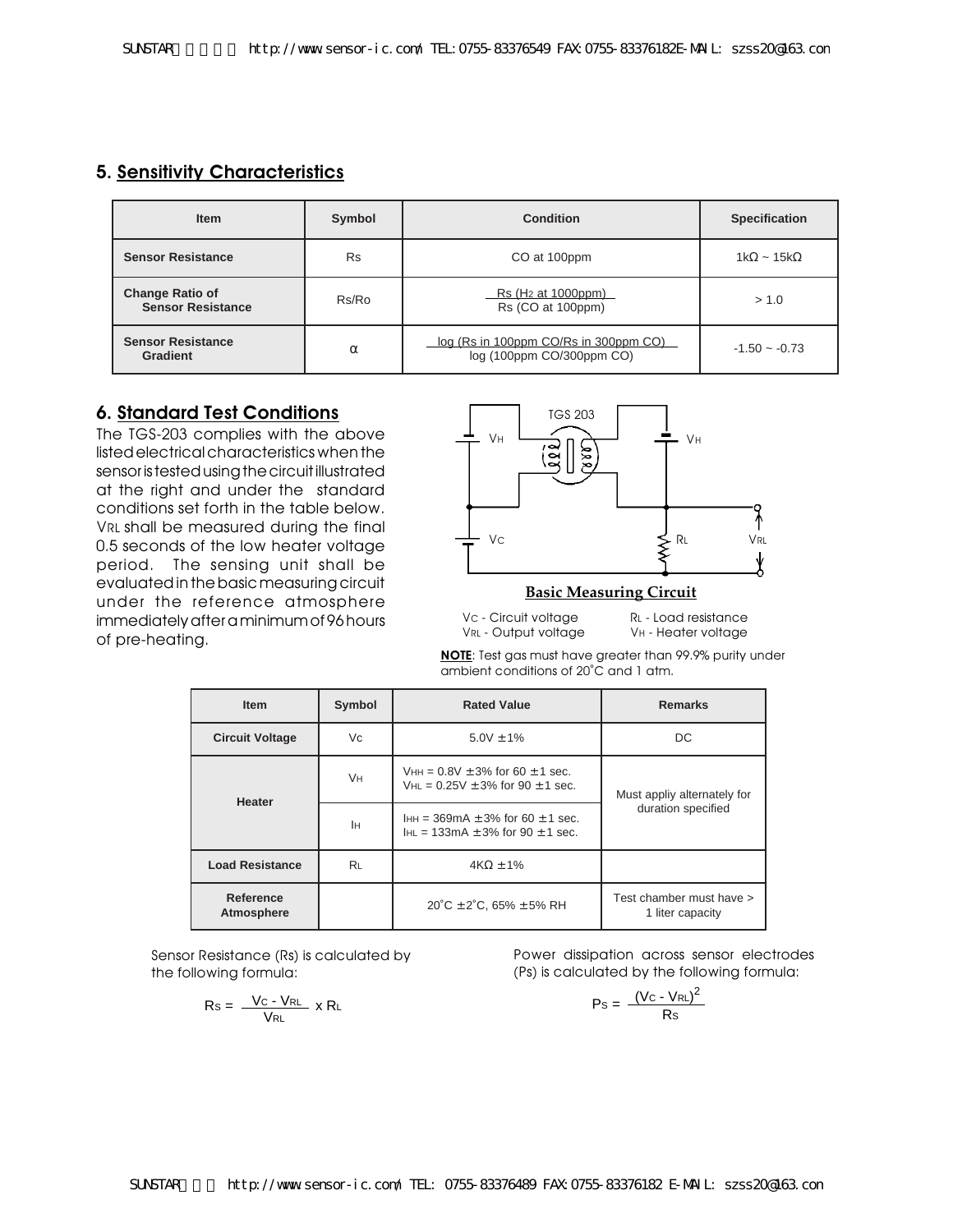## 5. Sensitivity Characteristics

| Item | Symbol | Condition | Specification |
|---|---|---|---|
| **Sensor Resistance** | Rs | CO at 100ppm | 1kΩ ~ 15kΩ |
| **Change Ratio of Sensor Resistance** | Rs/Ro | $\frac{\text{Rs } (H_2 \text{ at 1000ppm})}{\text{Rs (CO at 100ppm)}}$ | > 1.0 |
| **Sensor Resistance Gradient** | α | $\frac{\log \text{(Rs in 100ppm CO/Rs in 300ppm CO)}}{\log \text{(100ppm CO/300ppm CO)}}$ | -1.50 ~ -0.73 |

## 6. Standard Test Conditions

The TGS-203 complies with the above listed electrical characteristics when the sensor is tested using the circuit illustrated at the right and under the standard conditions set forth in the table below. $V_{RL}$ shall be measured during the final 0.5 seconds of the low heater voltage period. The sensing unit shall be evaluated in the basic measuring circuit under the reference atmosphere immediately after a minimum of 96 hours of pre-heating.

TGS 203

VH VH VC RL VRL

**Basic Measuring Circuit**

$V_C$ - Circuit voltage    $R_L$ - Load resistance
$V_{RL}$ - Output voltage    $V_H$ - Heater voltage

**NOTE**: Test gas must have greater than 99.9% purity under ambient conditions of 20˚C and 1 atm.

| Item | Symbol | Rated Value | Remarks |
|---|---|---|---|
| **Circuit Voltage** | Vc | 5.0V ±1% | DC |
| **Heater** | $V_H$ | $V_{HH}$ = 0.8V ±3% for 60 ±1 sec. $V_{HL}$ = 0.25V ±3% for 90 ±1 sec. | Must appliy alternately for duration specified |
| | $I_H$ | $I_{HH}$ = 369mA ±3% for 60 ±1 sec. $I_{HL}$ = 133mA ±3% for 90 ±1 sec. | |
| **Load Resistance** | $R_L$ | 4KΩ ±1% | |
| **Reference Atmosphere** | | 20˚C ±2˚C, 65% ±5% RH | Test chamber must have > 1 liter capacity |

Sensor Resistance (Rs) is calculated by the following formula:

$$R_S = \frac{V_C - V_{RL}}{V_{RL}} \times R_L$$

Power dissipation across sensor electrodes (Ps) is calculated by the following formula:

$$P_S = \frac{(V_C - V_{RL})^2}{R_S}$$